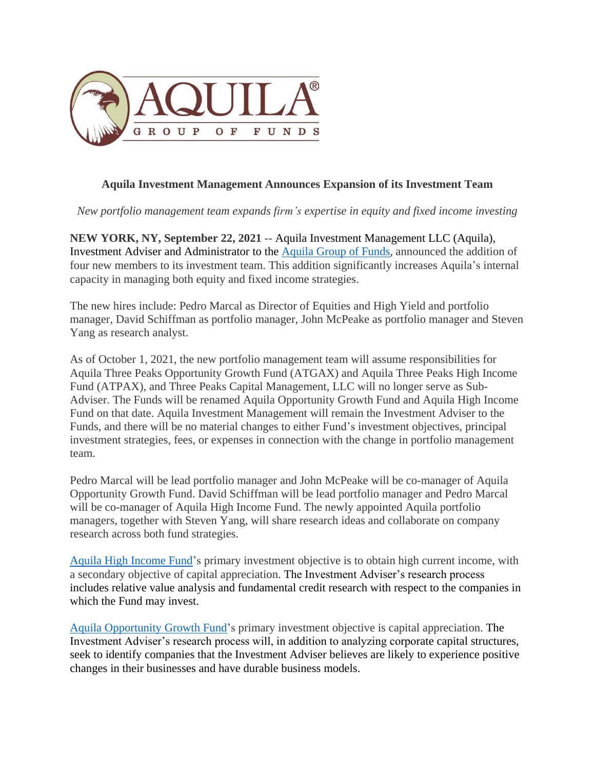# Aquila Investment Management Announces Expansion of its Investment Team

*New portfolio management team expands firm's expertise in equity and fixed income investing*

**NEW YORK, NY, September 22, 2021** -- Aquila Investment Management LLC (Aquila), Investment Adviser and Administrator to the Aquila Group of Funds, announced the addition of four new members to its investment team. This addition significantly increases Aquila's internal capacity in managing both equity and fixed income strategies.

The new hires include: Pedro Marcal as Director of Equities and High Yield and portfolio manager, David Schiffman as portfolio manager, John McPeake as portfolio manager and Steven Yang as research analyst.

As of October 1, 2021, the new portfolio management team will assume responsibilities for Aquila Three Peaks Opportunity Growth Fund (ATGAX) and Aquila Three Peaks High Income Fund (ATPAX), and Three Peaks Capital Management, LLC will no longer serve as Sub-Adviser. The Funds will be renamed Aquila Opportunity Growth Fund and Aquila High Income Fund on that date. Aquila Investment Management will remain the Investment Adviser to the Funds, and there will be no material changes to either Fund's investment objectives, principal investment strategies, fees, or expenses in connection with the change in portfolio management team.

Pedro Marcal will be lead portfolio manager and John McPeake will be co-manager of Aquila Opportunity Growth Fund. David Schiffman will be lead portfolio manager and Pedro Marcal will be co-manager of Aquila High Income Fund. The newly appointed Aquila portfolio managers, together with Steven Yang, will share research ideas and collaborate on company research across both fund strategies.

Aquila High Income Fund's primary investment objective is to obtain high current income, with a secondary objective of capital appreciation. The Investment Adviser's research process includes relative value analysis and fundamental credit research with respect to the companies in which the Fund may invest.

Aquila Opportunity Growth Fund's primary investment objective is capital appreciation. The Investment Adviser's research process will, in addition to analyzing corporate capital structures, seek to identify companies that the Investment Adviser believes are likely to experience positive changes in their businesses and have durable business models.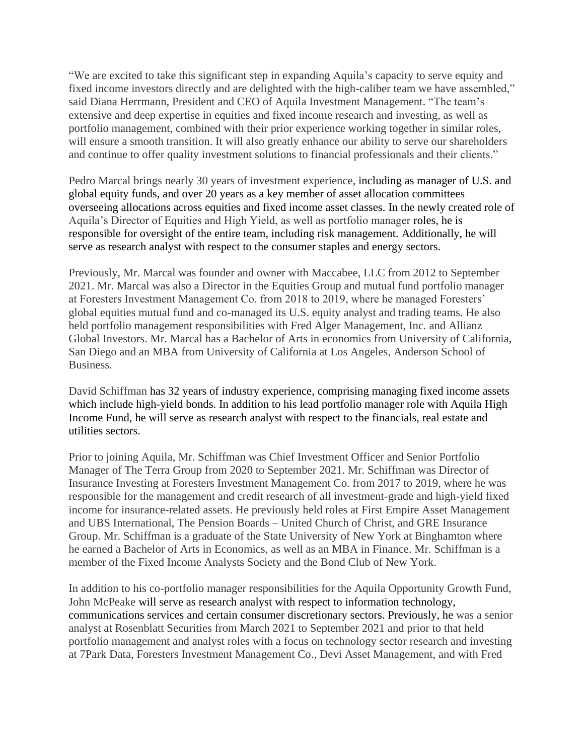"We are excited to take this significant step in expanding Aquila's capacity to serve equity and fixed income investors directly and are delighted with the high-caliber team we have assembled," said Diana Herrmann, President and CEO of Aquila Investment Management. "The team's extensive and deep expertise in equities and fixed income research and investing, as well as portfolio management, combined with their prior experience working together in similar roles, will ensure a smooth transition. It will also greatly enhance our ability to serve our shareholders and continue to offer quality investment solutions to financial professionals and their clients."

Pedro Marcal brings nearly 30 years of investment experience, including as manager of U.S. and global equity funds, and over 20 years as a key member of asset allocation committees overseeing allocations across equities and fixed income asset classes. In the newly created role of Aquila's Director of Equities and High Yield, as well as portfolio manager roles, he is responsible for oversight of the entire team, including risk management. Additionally, he will serve as research analyst with respect to the consumer staples and energy sectors.

Previously, Mr. Marcal was founder and owner with Maccabee, LLC from 2012 to September 2021. Mr. Marcal was also a Director in the Equities Group and mutual fund portfolio manager at Foresters Investment Management Co. from 2018 to 2019, where he managed Foresters' global equities mutual fund and co-managed its U.S. equity analyst and trading teams. He also held portfolio management responsibilities with Fred Alger Management, Inc. and Allianz Global Investors. Mr. Marcal has a Bachelor of Arts in economics from University of California, San Diego and an MBA from University of California at Los Angeles, Anderson School of Business.

David Schiffman has 32 years of industry experience, comprising managing fixed income assets which include high-yield bonds. In addition to his lead portfolio manager role with Aquila High Income Fund, he will serve as research analyst with respect to the financials, real estate and utilities sectors.

Prior to joining Aquila, Mr. Schiffman was Chief Investment Officer and Senior Portfolio Manager of The Terra Group from 2020 to September 2021. Mr. Schiffman was Director of Insurance Investing at Foresters Investment Management Co. from 2017 to 2019, where he was responsible for the management and credit research of all investment-grade and high-yield fixed income for insurance-related assets. He previously held roles at First Empire Asset Management and UBS International, The Pension Boards – United Church of Christ, and GRE Insurance Group. Mr. Schiffman is a graduate of the State University of New York at Binghamton where he earned a Bachelor of Arts in Economics, as well as an MBA in Finance. Mr. Schiffman is a member of the Fixed Income Analysts Society and the Bond Club of New York.

In addition to his co-portfolio manager responsibilities for the Aquila Opportunity Growth Fund, John McPeake will serve as research analyst with respect to information technology, communications services and certain consumer discretionary sectors. Previously, he was a senior analyst at Rosenblatt Securities from March 2021 to September 2021 and prior to that held portfolio management and analyst roles with a focus on technology sector research and investing at 7Park Data, Foresters Investment Management Co., Devi Asset Management, and with Fred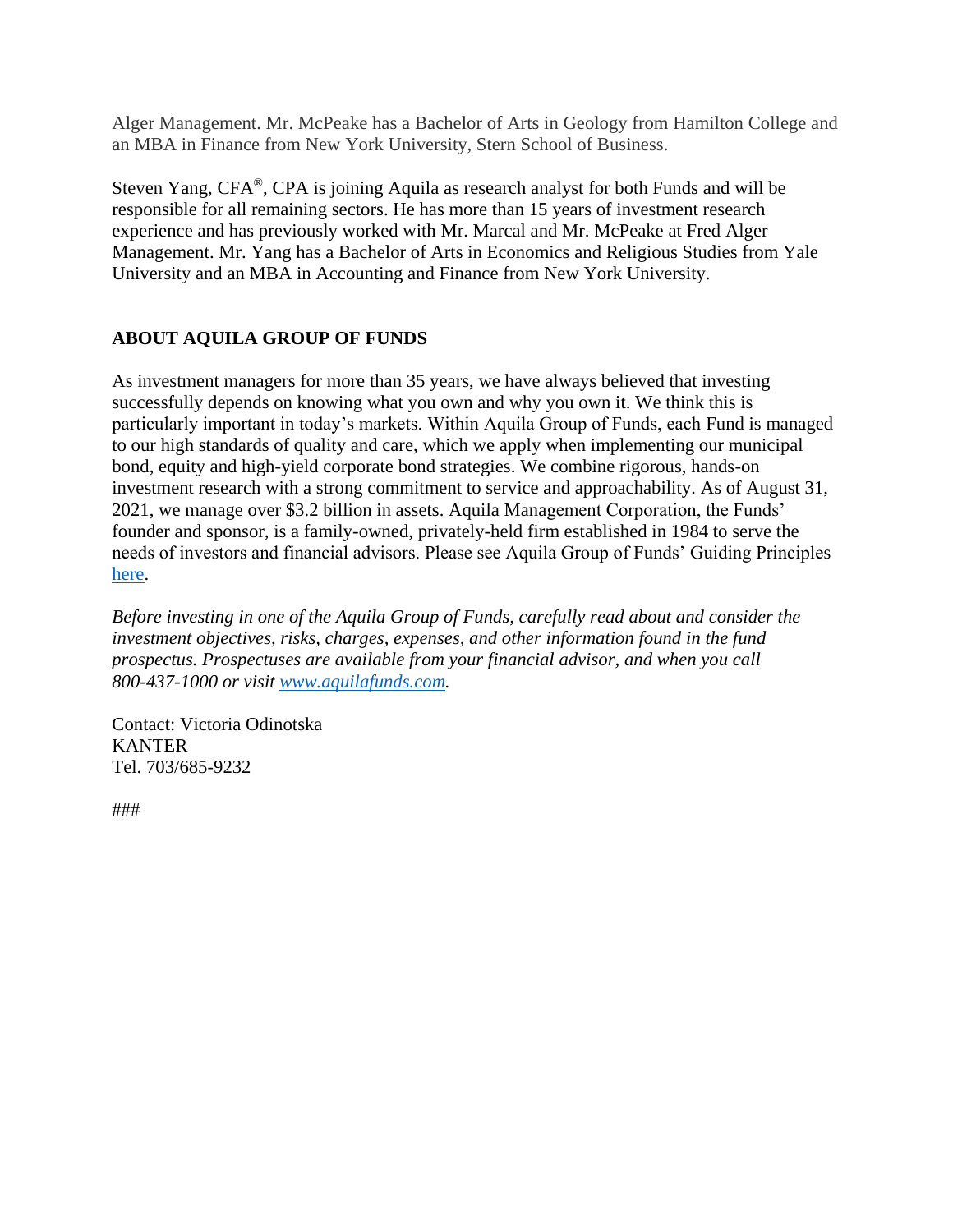Alger Management. Mr. McPeake has a Bachelor of Arts in Geology from Hamilton College and an MBA in Finance from New York University, Stern School of Business.

Steven Yang, CFA®, CPA is joining Aquila as research analyst for both Funds and will be responsible for all remaining sectors. He has more than 15 years of investment research experience and has previously worked with Mr. Marcal and Mr. McPeake at Fred Alger Management. Mr. Yang has a Bachelor of Arts in Economics and Religious Studies from Yale University and an MBA in Accounting and Finance from New York University.

## ABOUT AQUILA GROUP OF FUNDS

As investment managers for more than 35 years, we have always believed that investing successfully depends on knowing what you own and why you own it. We think this is particularly important in today's markets. Within Aquila Group of Funds, each Fund is managed to our high standards of quality and care, which we apply when implementing our municipal bond, equity and high-yield corporate bond strategies. We combine rigorous, hands-on investment research with a strong commitment to service and approachability. As of August 31, 2021, we manage over $3.2 billion in assets. Aquila Management Corporation, the Funds' founder and sponsor, is a family-owned, privately-held firm established in 1984 to serve the needs of investors and financial advisors. Please see Aquila Group of Funds' Guiding Principles here.

*Before investing in one of the Aquila Group of Funds, carefully read about and consider the investment objectives, risks, charges, expenses, and other information found in the fund prospectus. Prospectuses are available from your financial advisor, and when you call 800-437-1000 or visit www.aquilafunds.com.*

Contact: Victoria Odinotska
KANTER
Tel. 703/685-9232

###